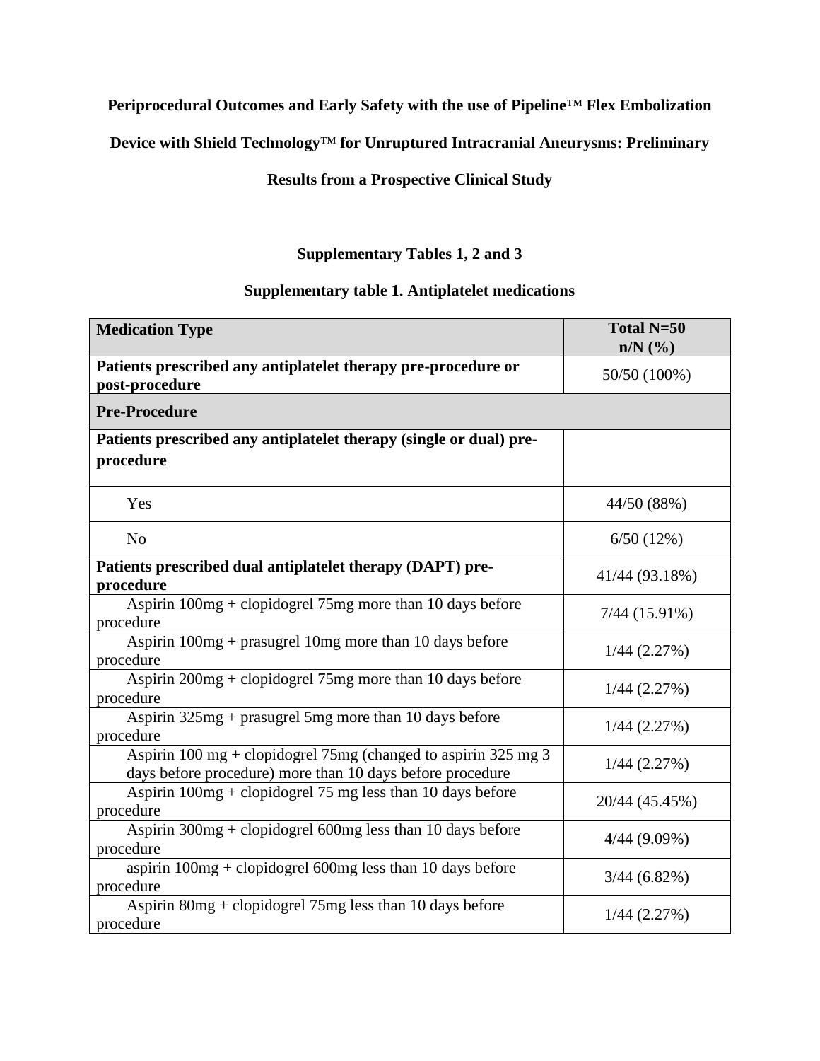**Periprocedural Outcomes and Early Safety with the use of Pipeline™ Flex Embolization Device with Shield Technology™ for Unruptured Intracranial Aneurysms: Preliminary Results from a Prospective Clinical Study**

**Supplementary Tables 1, 2 and 3**

**Supplementary table 1. Antiplatelet medications**

| **Medication Type** | **Total N=50 n/N (%)** |
|---|---|
| **Patients prescribed any antiplatelet therapy pre-procedure or post-procedure** | 50/50 (100%) |
| **Pre-Procedure** | |
| **Patients prescribed any antiplatelet therapy (single or dual) pre-procedure** | |
| Yes | 44/50 (88%) |
| No | 6/50 (12%) |
| **Patients prescribed dual antiplatelet therapy (DAPT) pre-procedure** | 41/44 (93.18%) |
| Aspirin 100mg + clopidogrel 75mg more than 10 days before procedure | 7/44 (15.91%) |
| Aspirin 100mg + prasugrel 10mg more than 10 days before procedure | 1/44 (2.27%) |
| Aspirin 200mg + clopidogrel 75mg more than 10 days before procedure | 1/44 (2.27%) |
| Aspirin 325mg + prasugrel 5mg more than 10 days before procedure | 1/44 (2.27%) |
| Aspirin 100 mg + clopidogrel 75mg (changed to aspirin 325 mg 3 days before procedure) more than 10 days before procedure | 1/44 (2.27%) |
| Aspirin 100mg + clopidogrel 75 mg less than 10 days before procedure | 20/44 (45.45%) |
| Aspirin 300mg + clopidogrel 600mg less than 10 days before procedure | 4/44 (9.09%) |
| aspirin 100mg + clopidogrel 600mg less than 10 days before procedure | 3/44 (6.82%) |
| Aspirin 80mg + clopidogrel 75mg less than 10 days before procedure | 1/44 (2.27%) |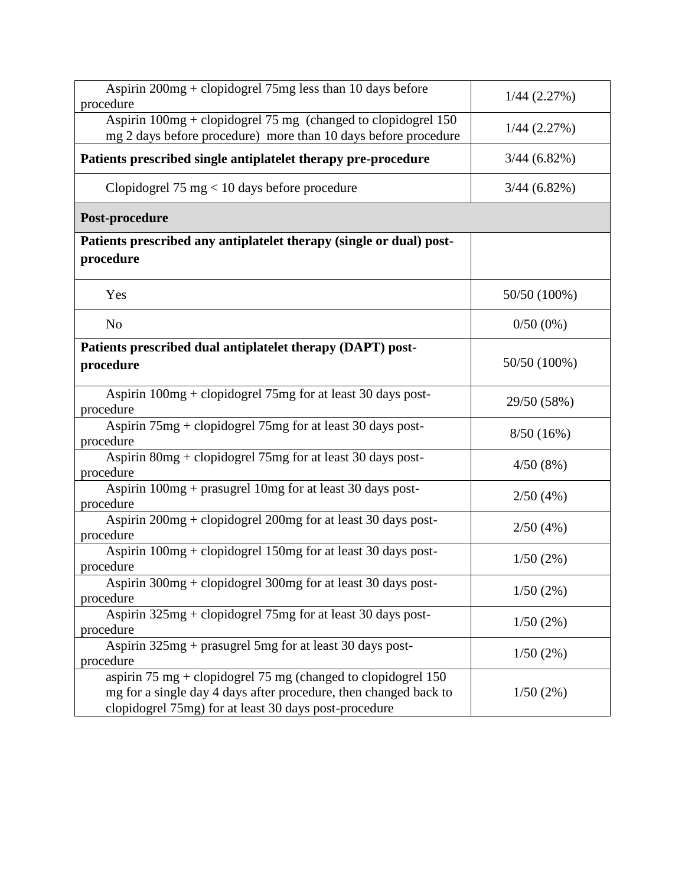| | |
|---|---|
| Aspirin 200mg + clopidogrel 75mg less than 10 days before procedure | 1/44 (2.27%) |
| Aspirin 100mg + clopidogrel 75 mg (changed to clopidogrel 150 mg 2 days before procedure) more than 10 days before procedure | 1/44 (2.27%) |
| **Patients prescribed single antiplatelet therapy pre-procedure** | 3/44 (6.82%) |
| Clopidogrel 75 mg < 10 days before procedure | 3/44 (6.82%) |
| **Post-procedure** | |
| **Patients prescribed any antiplatelet therapy (single or dual) post-procedure** | |
| Yes | 50/50 (100%) |
| No | 0/50 (0%) |
| **Patients prescribed dual antiplatelet therapy (DAPT) post-procedure** | 50/50 (100%) |
| Aspirin 100mg + clopidogrel 75mg for at least 30 days post-procedure | 29/50 (58%) |
| Aspirin 75mg + clopidogrel 75mg for at least 30 days post-procedure | 8/50 (16%) |
| Aspirin 80mg + clopidogrel 75mg for at least 30 days post-procedure | 4/50 (8%) |
| Aspirin 100mg + prasugrel 10mg for at least 30 days post-procedure | 2/50 (4%) |
| Aspirin 200mg + clopidogrel 200mg for at least 30 days post-procedure | 2/50 (4%) |
| Aspirin 100mg + clopidogrel 150mg for at least 30 days post-procedure | 1/50 (2%) |
| Aspirin 300mg + clopidogrel 300mg for at least 30 days post-procedure | 1/50 (2%) |
| Aspirin 325mg + clopidogrel 75mg for at least 30 days post-procedure | 1/50 (2%) |
| Aspirin 325mg + prasugrel 5mg for at least 30 days post-procedure | 1/50 (2%) |
| aspirin 75 mg + clopidogrel 75 mg (changed to clopidogrel 150 mg for a single day 4 days after procedure, then changed back to clopidogrel 75mg) for at least 30 days post-procedure | 1/50 (2%) |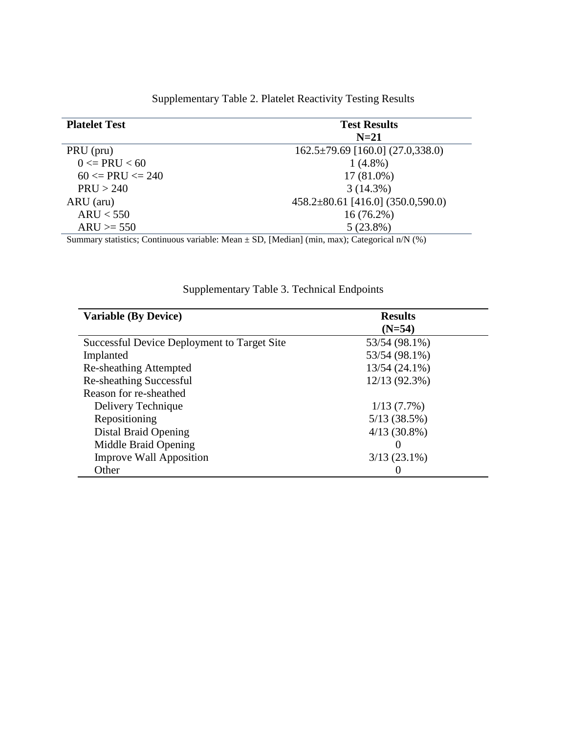Supplementary Table 2. Platelet Reactivity Testing Results

| Platelet Test | Test Results<br>N=21 |
|---|---|
| PRU (pru) | 162.5±79.69 [160.0] (27.0,338.0) |
| 0 <= PRU < 60 | 1 (4.8%) |
| 60 <= PRU <= 240 | 17 (81.0%) |
| PRU > 240 | 3 (14.3%) |
| ARU (aru) | 458.2±80.61 [416.0] (350.0,590.0) |
| ARU < 550 | 16 (76.2%) |
| ARU >= 550 | 5 (23.8%) |

Summary statistics; Continuous variable: Mean ± SD, [Median] (min, max); Categorical n/N (%)

Supplementary Table 3. Technical Endpoints

| Variable (By Device) | Results<br>(N=54) |
|---|---|
| Successful Device Deployment to Target Site | 53/54 (98.1%) |
| Implanted | 53/54 (98.1%) |
| Re-sheathing Attempted | 13/54 (24.1%) |
| Re-sheathing Successful | 12/13 (92.3%) |
| Reason for re-sheathed | |
| Delivery Technique | 1/13 (7.7%) |
| Repositioning | 5/13 (38.5%) |
| Distal Braid Opening | 4/13 (30.8%) |
| Middle Braid Opening | 0 |
| Improve Wall Apposition | 3/13 (23.1%) |
| Other | 0 |